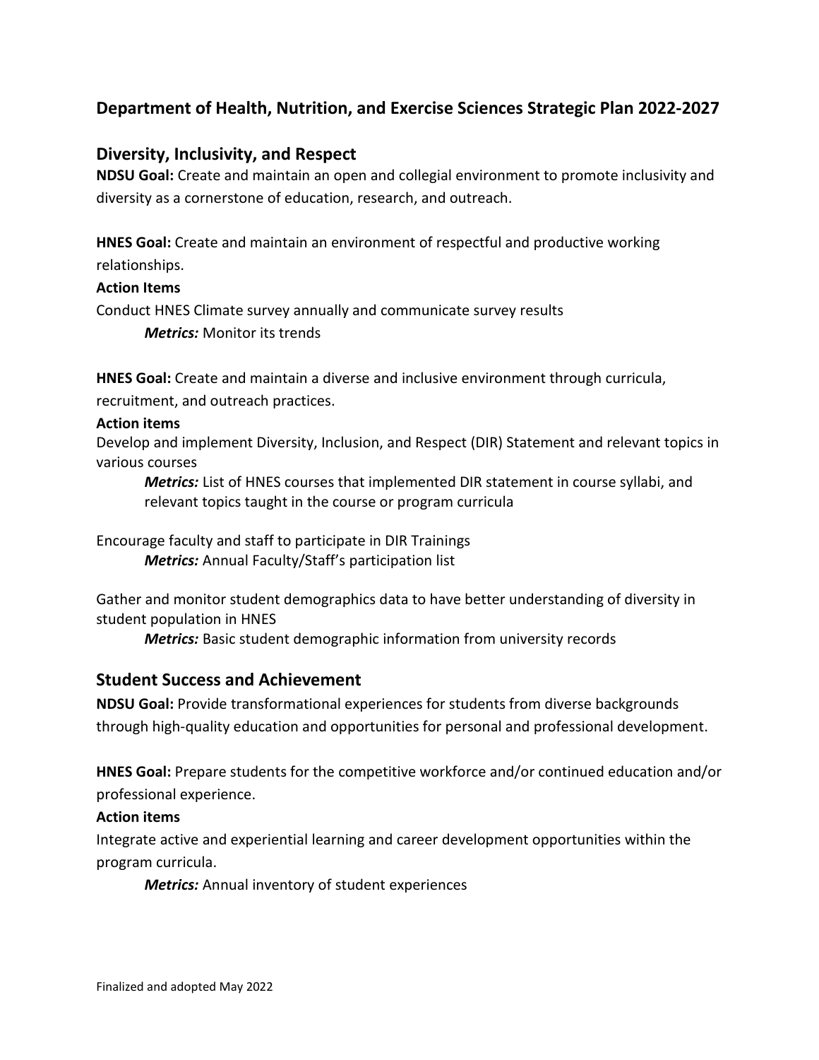# Department of Health, Nutrition, and Exercise Sciences Strategic Plan 2022-2027

## Diversity, Inclusivity, and Respect

**NDSU Goal:** Create and maintain an open and collegial environment to promote inclusivity and diversity as a cornerstone of education, research, and outreach.

**HNES Goal:** Create and maintain an environment of respectful and productive working relationships.

**Action Items**

Conduct HNES Climate survey annually and communicate survey results

> ***Metrics:*** Monitor its trends

**HNES Goal:** Create and maintain a diverse and inclusive environment through curricula, recruitment, and outreach practices.

**Action items**

Develop and implement Diversity, Inclusion, and Respect (DIR) Statement and relevant topics in various courses

> ***Metrics:*** List of HNES courses that implemented DIR statement in course syllabi, and relevant topics taught in the course or program curricula

Encourage faculty and staff to participate in DIR Trainings

> ***Metrics:*** Annual Faculty/Staff's participation list

Gather and monitor student demographics data to have better understanding of diversity in student population in HNES

> ***Metrics:*** Basic student demographic information from university records

## Student Success and Achievement

**NDSU Goal:** Provide transformational experiences for students from diverse backgrounds through high-quality education and opportunities for personal and professional development.

**HNES Goal:** Prepare students for the competitive workforce and/or continued education and/or professional experience.

**Action items**

Integrate active and experiential learning and career development opportunities within the program curricula.

> ***Metrics:*** Annual inventory of student experiences

Finalized and adopted May 2022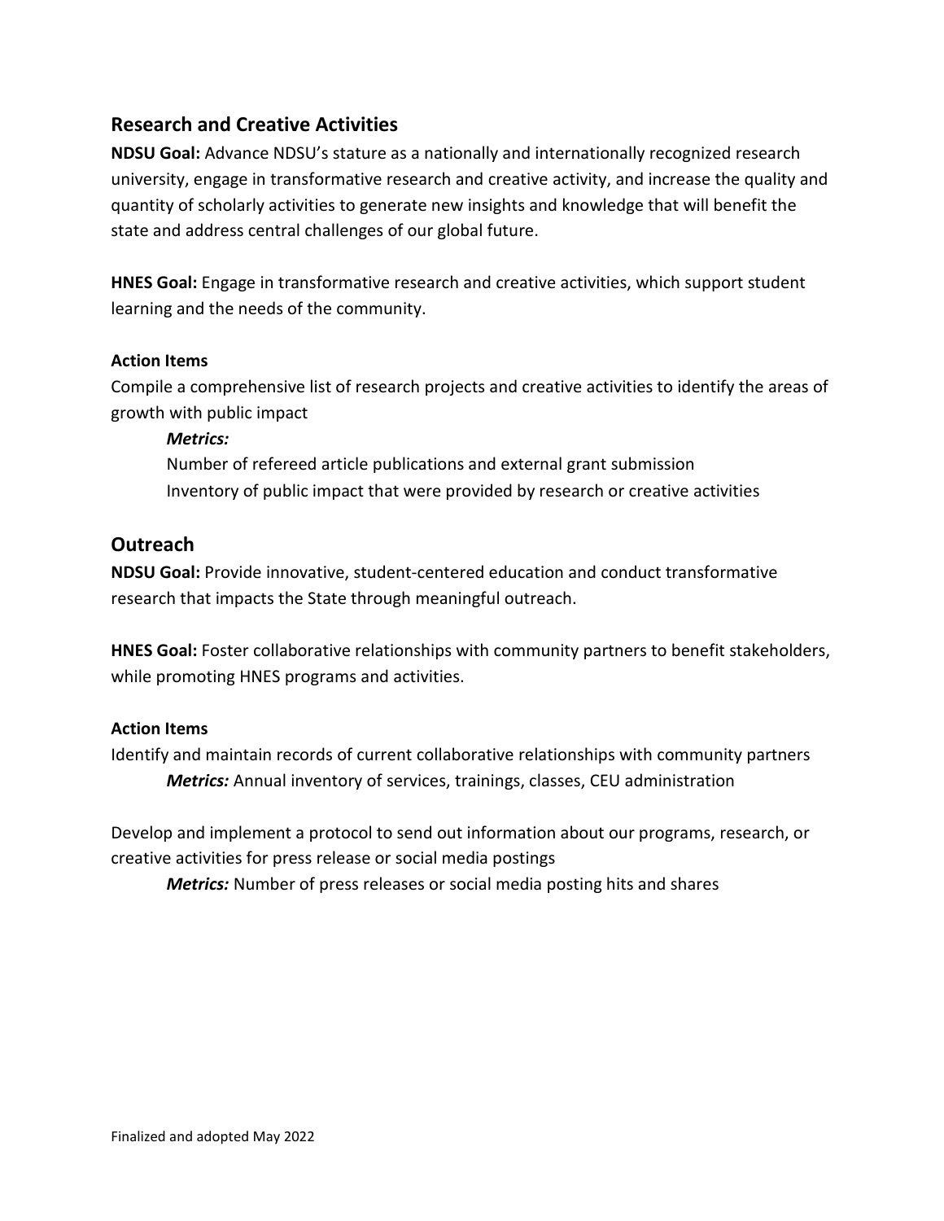## Research and Creative Activities

**NDSU Goal:** Advance NDSU's stature as a nationally and internationally recognized research university, engage in transformative research and creative activity, and increase the quality and quantity of scholarly activities to generate new insights and knowledge that will benefit the state and address central challenges of our global future.

**HNES Goal:** Engage in transformative research and creative activities, which support student learning and the needs of the community.

### Action Items

Compile a comprehensive list of research projects and creative activities to identify the areas of growth with public impact

> ***Metrics:***
> Number of refereed article publications and external grant submission
> Inventory of public impact that were provided by research or creative activities

## Outreach

**NDSU Goal:** Provide innovative, student-centered education and conduct transformative research that impacts the State through meaningful outreach.

**HNES Goal:** Foster collaborative relationships with community partners to benefit stakeholders, while promoting HNES programs and activities.

### Action Items

Identify and maintain records of current collaborative relationships with community partners

> ***Metrics:*** Annual inventory of services, trainings, classes, CEU administration

Develop and implement a protocol to send out information about our programs, research, or creative activities for press release or social media postings

> ***Metrics:*** Number of press releases or social media posting hits and shares

Finalized and adopted May 2022